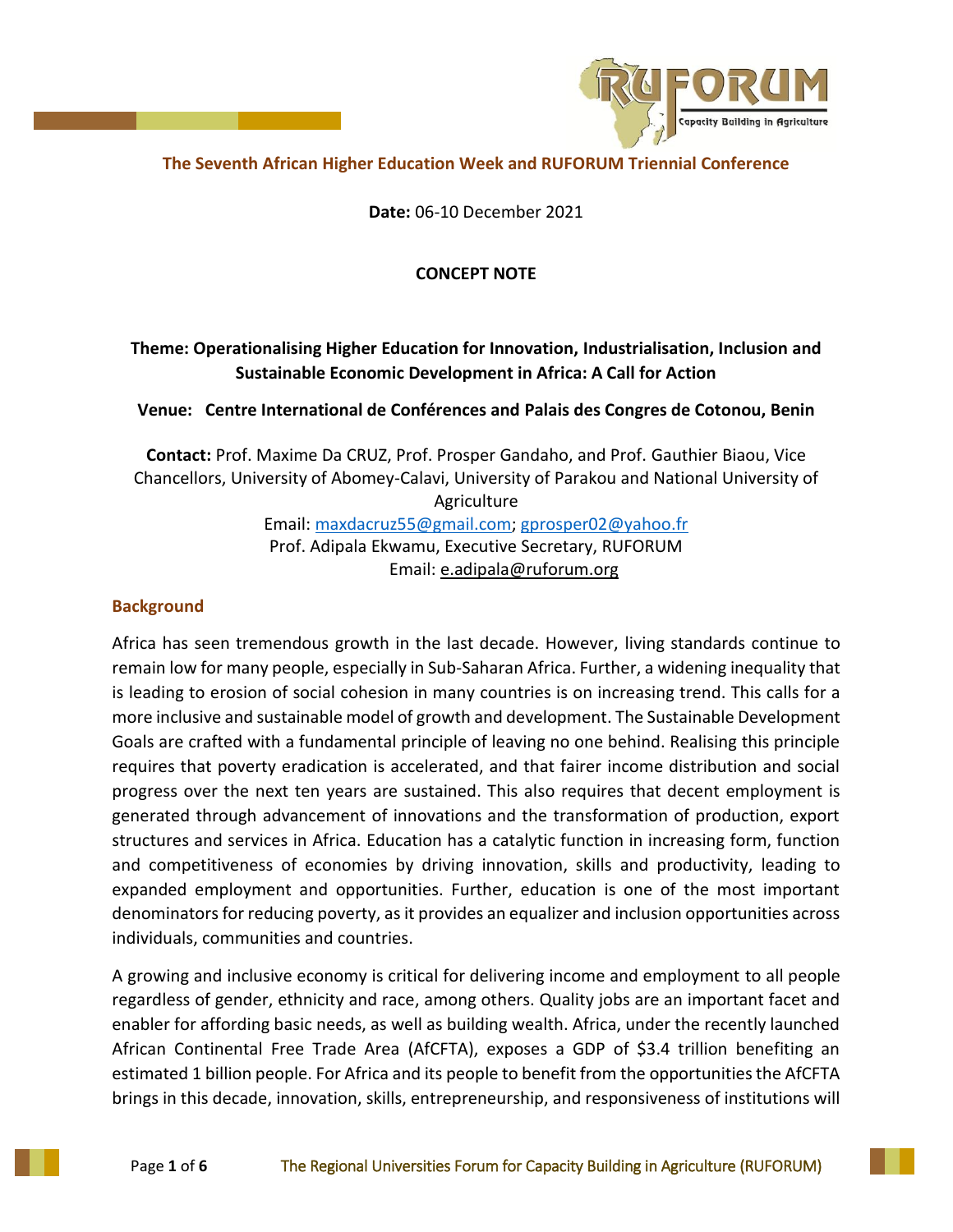## The Seventh African Higher Education Week and RUFORUM Triennial Conference

**Date:** 06-10 December 2021

**CONCEPT NOTE**

**Theme: Operationalising Higher Education for Innovation, Industrialisation, Inclusion and Sustainable Economic Development in Africa: A Call for Action**

**Venue: Centre International de Conférences and Palais des Congres de Cotonou, Benin**

**Contact:** Prof. Maxime Da CRUZ, Prof. Prosper Gandaho, and Prof. Gauthier Biaou, Vice Chancellors, University of Abomey-Calavi, University of Parakou and National University of Agriculture
Email: maxdacruz55@gmail.com; gprosper02@yahoo.fr
Prof. Adipala Ekwamu, Executive Secretary, RUFORUM
Email: e.adipala@ruforum.org

### Background

Africa has seen tremendous growth in the last decade. However, living standards continue to remain low for many people, especially in Sub-Saharan Africa. Further, a widening inequality that is leading to erosion of social cohesion in many countries is on increasing trend. This calls for a more inclusive and sustainable model of growth and development. The Sustainable Development Goals are crafted with a fundamental principle of leaving no one behind. Realising this principle requires that poverty eradication is accelerated, and that fairer income distribution and social progress over the next ten years are sustained. This also requires that decent employment is generated through advancement of innovations and the transformation of production, export structures and services in Africa. Education has a catalytic function in increasing form, function and competitiveness of economies by driving innovation, skills and productivity, leading to expanded employment and opportunities. Further, education is one of the most important denominators for reducing poverty, as it provides an equalizer and inclusion opportunities across individuals, communities and countries.

A growing and inclusive economy is critical for delivering income and employment to all people regardless of gender, ethnicity and race, among others. Quality jobs are an important facet and enabler for affording basic needs, as well as building wealth. Africa, under the recently launched African Continental Free Trade Area (AfCFTA), exposes a GDP of $3.4 trillion benefiting an estimated 1 billion people. For Africa and its people to benefit from the opportunities the AfCFTA brings in this decade, innovation, skills, entrepreneurship, and responsiveness of institutions will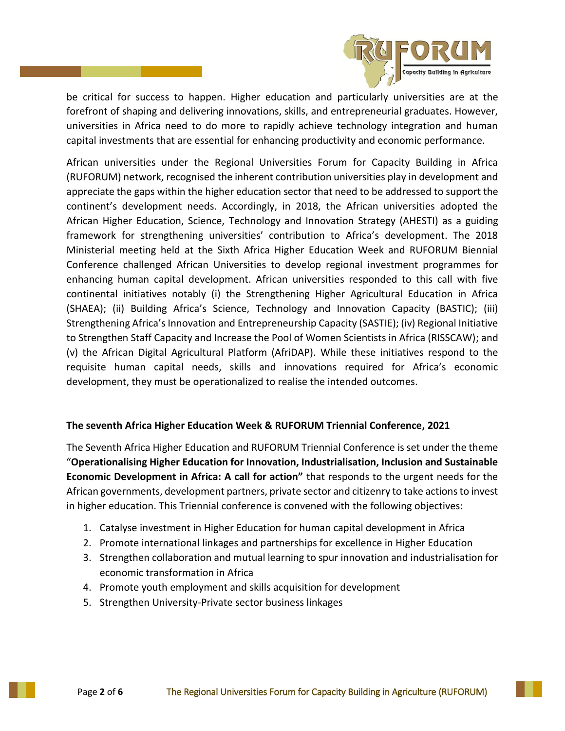be critical for success to happen. Higher education and particularly universities are at the forefront of shaping and delivering innovations, skills, and entrepreneurial graduates. However, universities in Africa need to do more to rapidly achieve technology integration and human capital investments that are essential for enhancing productivity and economic performance.

African universities under the Regional Universities Forum for Capacity Building in Africa (RUFORUM) network, recognised the inherent contribution universities play in development and appreciate the gaps within the higher education sector that need to be addressed to support the continent's development needs. Accordingly, in 2018, the African universities adopted the African Higher Education, Science, Technology and Innovation Strategy (AHESTI) as a guiding framework for strengthening universities' contribution to Africa's development. The 2018 Ministerial meeting held at the Sixth Africa Higher Education Week and RUFORUM Biennial Conference challenged African Universities to develop regional investment programmes for enhancing human capital development. African universities responded to this call with five continental initiatives notably (i) the Strengthening Higher Agricultural Education in Africa (SHAEA); (ii) Building Africa's Science, Technology and Innovation Capacity (BASTIC); (iii) Strengthening Africa's Innovation and Entrepreneurship Capacity (SASTIE); (iv) Regional Initiative to Strengthen Staff Capacity and Increase the Pool of Women Scientists in Africa (RISSCAW); and (v) the African Digital Agricultural Platform (AfriDAP). While these initiatives respond to the requisite human capital needs, skills and innovations required for Africa's economic development, they must be operationalized to realise the intended outcomes.

## The seventh Africa Higher Education Week & RUFORUM Triennial Conference, 2021

The Seventh Africa Higher Education and RUFORUM Triennial Conference is set under the theme "**Operationalising Higher Education for Innovation, Industrialisation, Inclusion and Sustainable Economic Development in Africa: A call for action"** that responds to the urgent needs for the African governments, development partners, private sector and citizenry to take actions to invest in higher education. This Triennial conference is convened with the following objectives:

1. Catalyse investment in Higher Education for human capital development in Africa
2. Promote international linkages and partnerships for excellence in Higher Education
3. Strengthen collaboration and mutual learning to spur innovation and industrialisation for economic transformation in Africa
4. Promote youth employment and skills acquisition for development
5. Strengthen University-Private sector business linkages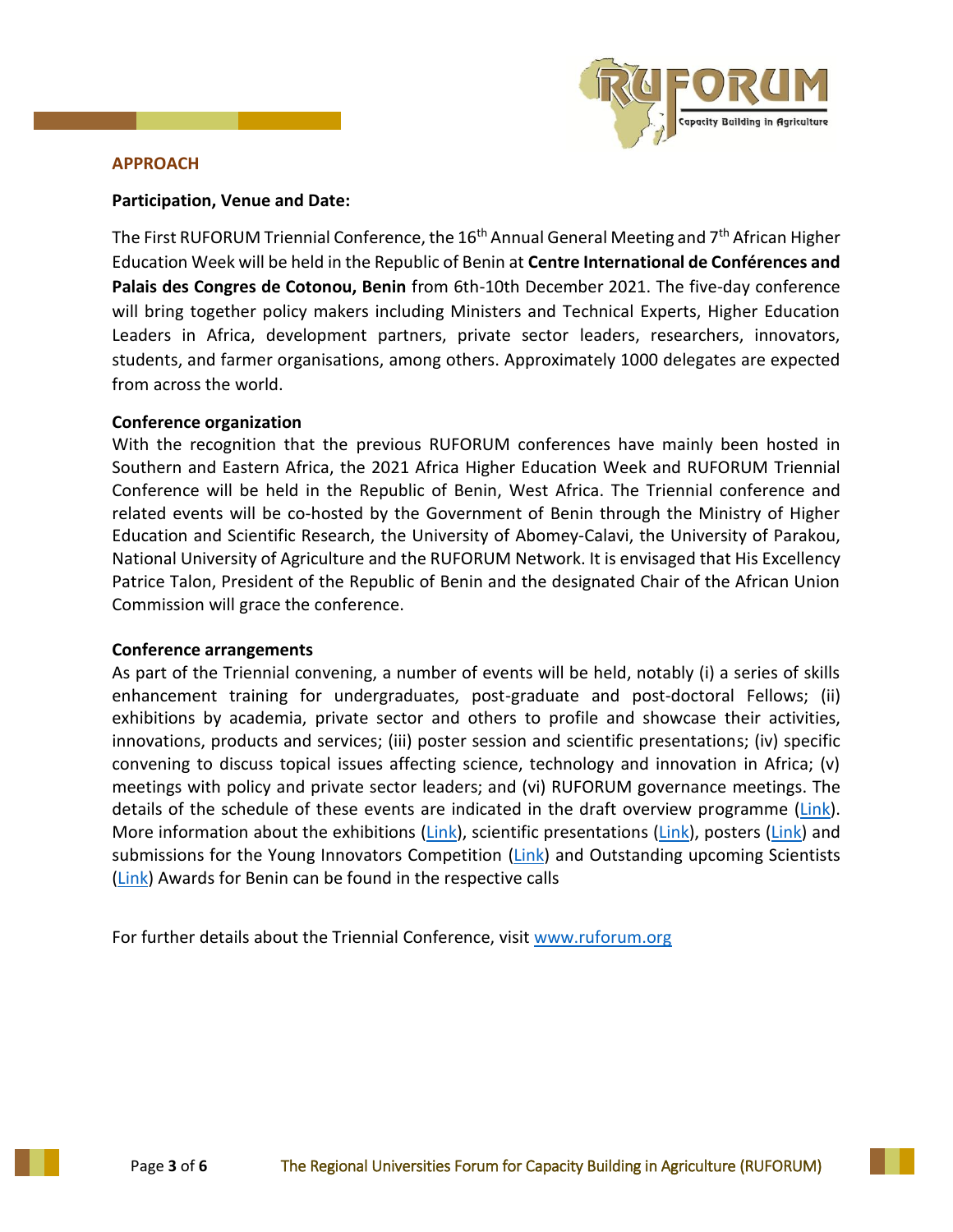## APPROACH

**Participation, Venue and Date:**

The First RUFORUM Triennial Conference, the 16th Annual General Meeting and 7th African Higher Education Week will be held in the Republic of Benin at **Centre International de Conférences and Palais des Congres de Cotonou, Benin** from 6th-10th December 2021. The five-day conference will bring together policy makers including Ministers and Technical Experts, Higher Education Leaders in Africa, development partners, private sector leaders, researchers, innovators, students, and farmer organisations, among others. Approximately 1000 delegates are expected from across the world.

**Conference organization**

With the recognition that the previous RUFORUM conferences have mainly been hosted in Southern and Eastern Africa, the 2021 Africa Higher Education Week and RUFORUM Triennial Conference will be held in the Republic of Benin, West Africa. The Triennial conference and related events will be co-hosted by the Government of Benin through the Ministry of Higher Education and Scientific Research, the University of Abomey-Calavi, the University of Parakou, National University of Agriculture and the RUFORUM Network. It is envisaged that His Excellency Patrice Talon, President of the Republic of Benin and the designated Chair of the African Union Commission will grace the conference.

**Conference arrangements**

As part of the Triennial convening, a number of events will be held, notably (i) a series of skills enhancement training for undergraduates, post-graduate and post-doctoral Fellows; (ii) exhibitions by academia, private sector and others to profile and showcase their activities, innovations, products and services; (iii) poster session and scientific presentations; (iv) specific convening to discuss topical issues affecting science, technology and innovation in Africa; (v) meetings with policy and private sector leaders; and (vi) RUFORUM governance meetings. The details of the schedule of these events are indicated in the draft overview programme (Link). More information about the exhibitions (Link), scientific presentations (Link), posters (Link) and submissions for the Young Innovators Competition (Link) and Outstanding upcoming Scientists (Link) Awards for Benin can be found in the respective calls

For further details about the Triennial Conference, visit www.ruforum.org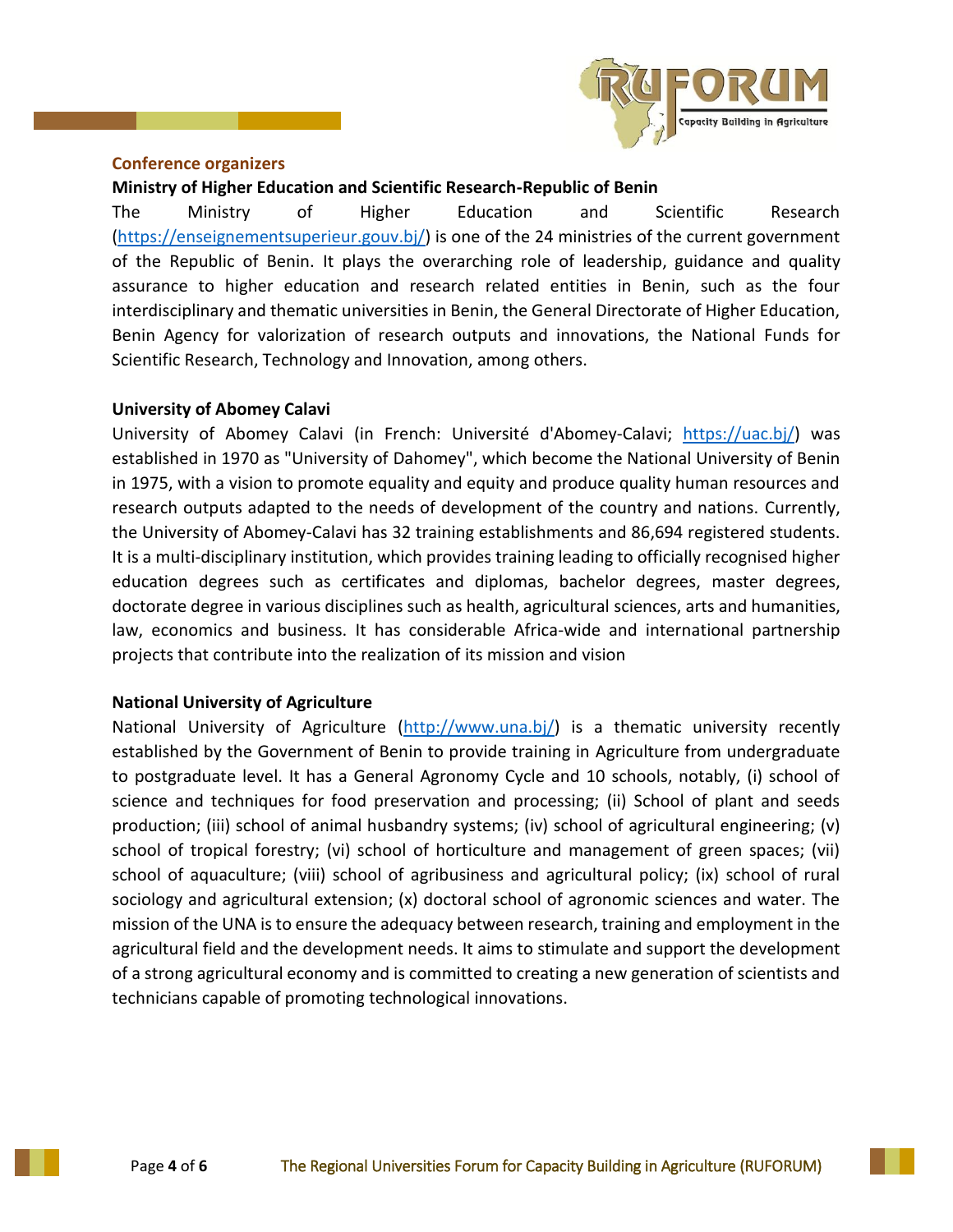## Conference organizers

### Ministry of Higher Education and Scientific Research-Republic of Benin

The Ministry of Higher Education and Scientific Research (https://enseignementsuperieur.gouv.bj/) is one of the 24 ministries of the current government of the Republic of Benin. It plays the overarching role of leadership, guidance and quality assurance to higher education and research related entities in Benin, such as the four interdisciplinary and thematic universities in Benin, the General Directorate of Higher Education, Benin Agency for valorization of research outputs and innovations, the National Funds for Scientific Research, Technology and Innovation, among others.

### University of Abomey Calavi

University of Abomey Calavi (in French: Université d'Abomey-Calavi; https://uac.bj/) was established in 1970 as "University of Dahomey", which become the National University of Benin in 1975, with a vision to promote equality and equity and produce quality human resources and research outputs adapted to the needs of development of the country and nations. Currently, the University of Abomey-Calavi has 32 training establishments and 86,694 registered students. It is a multi-disciplinary institution, which provides training leading to officially recognised higher education degrees such as certificates and diplomas, bachelor degrees, master degrees, doctorate degree in various disciplines such as health, agricultural sciences, arts and humanities, law, economics and business. It has considerable Africa-wide and international partnership projects that contribute into the realization of its mission and vision

### National University of Agriculture

National University of Agriculture (http://www.una.bj/) is a thematic university recently established by the Government of Benin to provide training in Agriculture from undergraduate to postgraduate level. It has a General Agronomy Cycle and 10 schools, notably, (i) school of science and techniques for food preservation and processing; (ii) School of plant and seeds production; (iii) school of animal husbandry systems; (iv) school of agricultural engineering; (v) school of tropical forestry; (vi) school of horticulture and management of green spaces; (vii) school of aquaculture; (viii) school of agribusiness and agricultural policy; (ix) school of rural sociology and agricultural extension; (x) doctoral school of agronomic sciences and water. The mission of the UNA is to ensure the adequacy between research, training and employment in the agricultural field and the development needs. It aims to stimulate and support the development of a strong agricultural economy and is committed to creating a new generation of scientists and technicians capable of promoting technological innovations.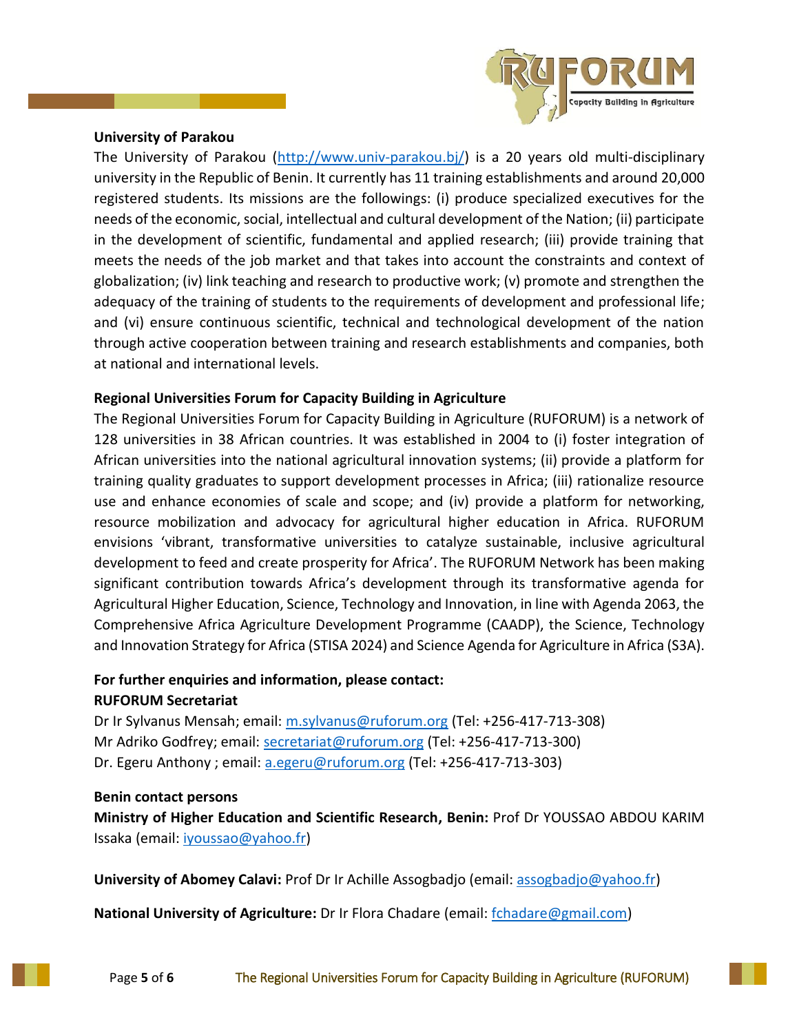**University of Parakou**

The University of Parakou (http://www.univ-parakou.bj/) is a 20 years old multi-disciplinary university in the Republic of Benin. It currently has 11 training establishments and around 20,000 registered students. Its missions are the followings: (i) produce specialized executives for the needs of the economic, social, intellectual and cultural development of the Nation; (ii) participate in the development of scientific, fundamental and applied research; (iii) provide training that meets the needs of the job market and that takes into account the constraints and context of globalization; (iv) link teaching and research to productive work; (v) promote and strengthen the adequacy of the training of students to the requirements of development and professional life; and (vi) ensure continuous scientific, technical and technological development of the nation through active cooperation between training and research establishments and companies, both at national and international levels.

**Regional Universities Forum for Capacity Building in Agriculture**

The Regional Universities Forum for Capacity Building in Agriculture (RUFORUM) is a network of 128 universities in 38 African countries. It was established in 2004 to (i) foster integration of African universities into the national agricultural innovation systems; (ii) provide a platform for training quality graduates to support development processes in Africa; (iii) rationalize resource use and enhance economies of scale and scope; and (iv) provide a platform for networking, resource mobilization and advocacy for agricultural higher education in Africa. RUFORUM envisions 'vibrant, transformative universities to catalyze sustainable, inclusive agricultural development to feed and create prosperity for Africa'. The RUFORUM Network has been making significant contribution towards Africa's development through its transformative agenda for Agricultural Higher Education, Science, Technology and Innovation, in line with Agenda 2063, the Comprehensive Africa Agriculture Development Programme (CAADP), the Science, Technology and Innovation Strategy for Africa (STISA 2024) and Science Agenda for Agriculture in Africa (S3A).

**For further enquiries and information, please contact:**
**RUFORUM Secretariat**

Dr Ir Sylvanus Mensah; email: m.sylvanus@ruforum.org (Tel: +256-417-713-308)
Mr Adriko Godfrey; email: secretariat@ruforum.org (Tel: +256-417-713-300)
Dr. Egeru Anthony ; email: a.egeru@ruforum.org (Tel: +256-417-713-303)

**Benin contact persons**

**Ministry of Higher Education and Scientific Research, Benin:** Prof Dr YOUSSAO ABDOU KARIM Issaka (email: iyoussao@yahoo.fr)

**University of Abomey Calavi:** Prof Dr Ir Achille Assogbadjo (email: assogbadjo@yahoo.fr)

**National University of Agriculture:** Dr Ir Flora Chadare (email: fchadare@gmail.com)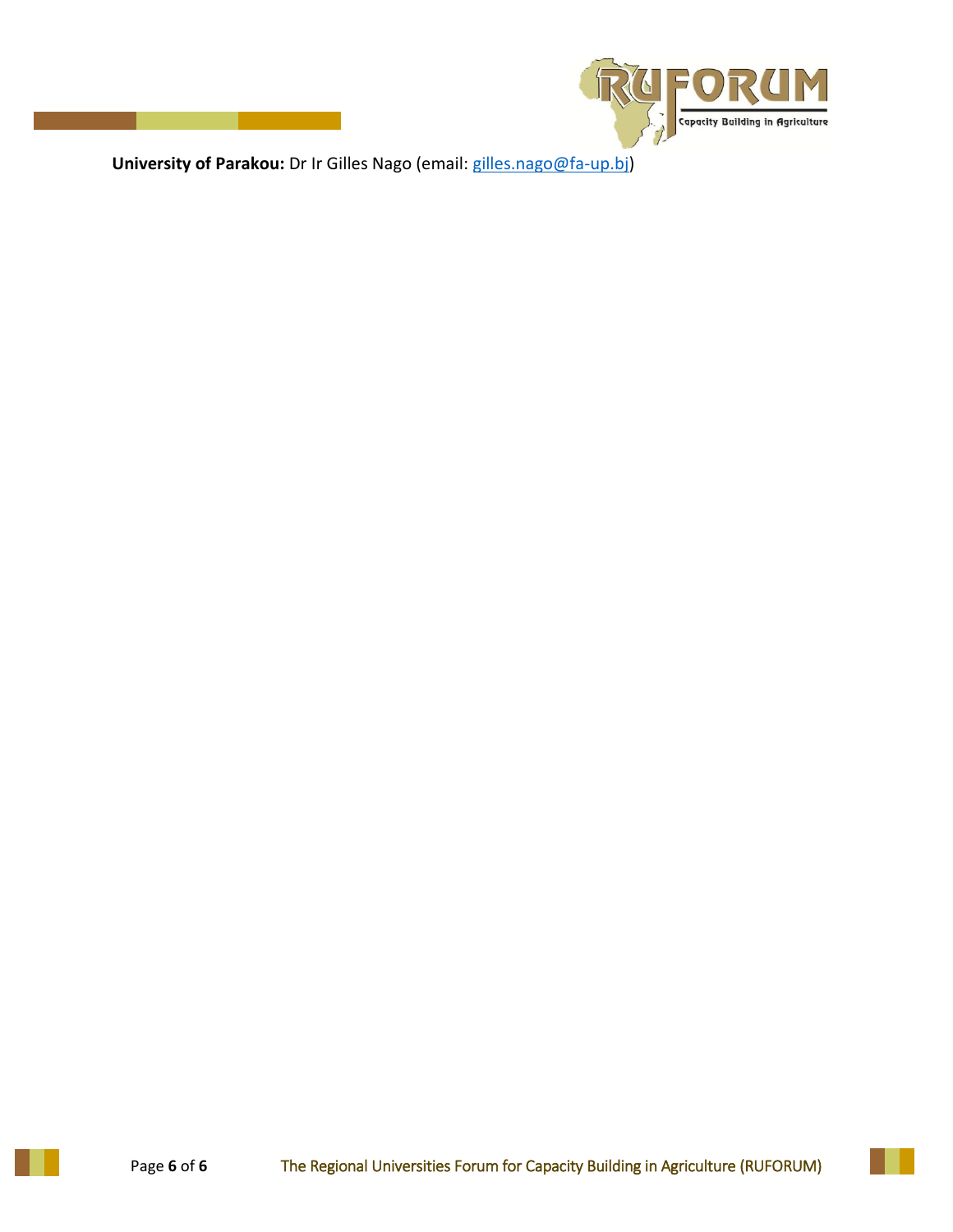**University of Parakou:** Dr Ir Gilles Nago (email: gilles.nago@fa-up.bj)